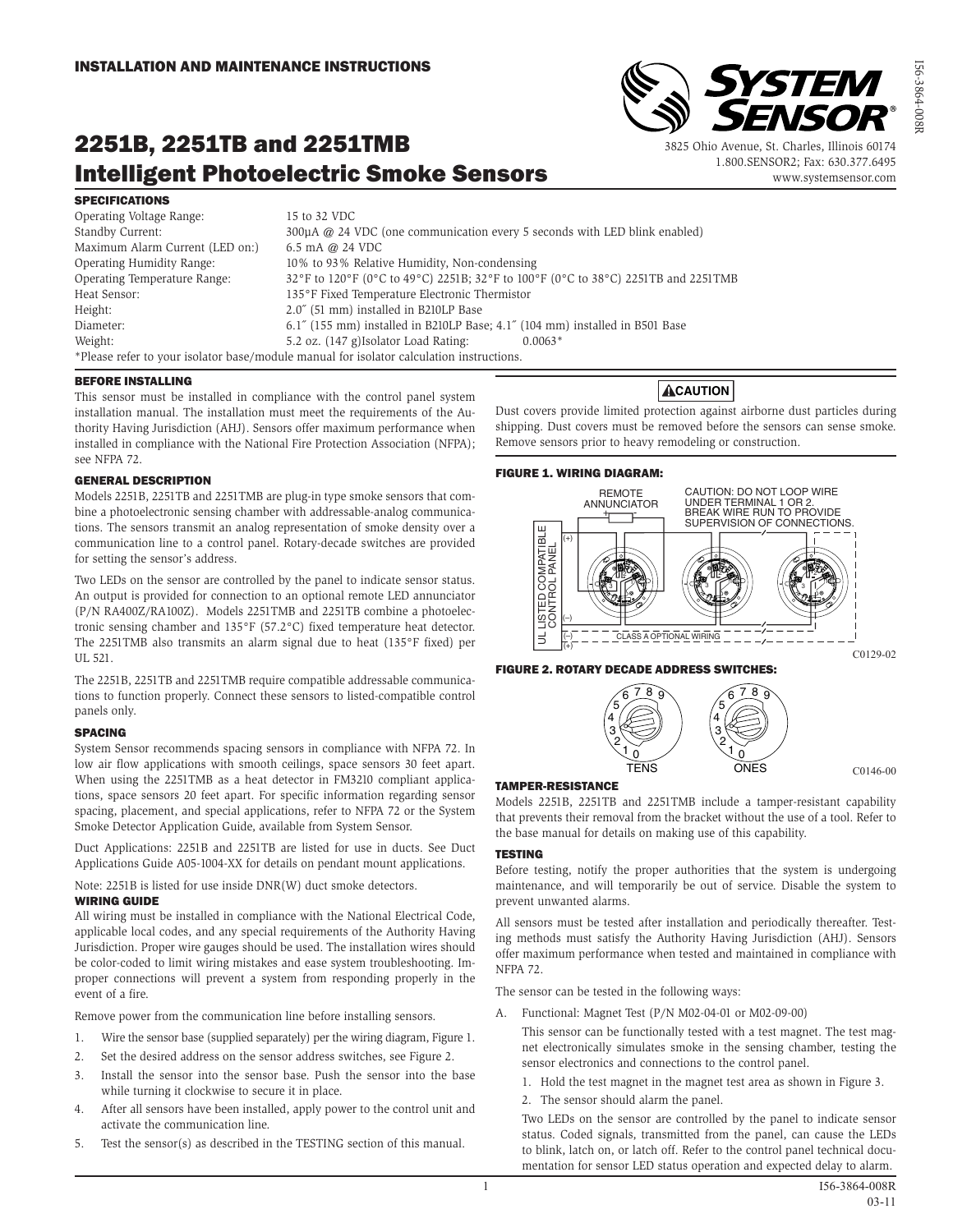## INSTALLATION AND MAINTENANCE INSTRUCTIONS

3825 Ohio Avenue, St. Charles, Illinois 60174
1.800.SENSOR2; Fax: 630.377.6495
www.systemsensor.com

# 2251B, 2251TB and 2251TMB Intelligent Photoelectric Smoke Sensors

### SPECIFICATIONS

| | |
|---|---|
| Operating Voltage Range: | 15 to 32 VDC |
| Standby Current: | 300µA @ 24 VDC (one communication every 5 seconds with LED blink enabled) |
| Maximum Alarm Current (LED on:) | 6.5 mA @ 24 VDC |
| Operating Humidity Range: | 10% to 93% Relative Humidity, Non-condensing |
| Operating Temperature Range: | 32°F to 120°F (0°C to 49°C) 2251B; 32°F to 100°F (0°C to 38°C) 2251TB and 2251TMB |
| Heat Sensor: | 135°F Fixed Temperature Electronic Thermistor |
| Height: | 2.0″ (51 mm) installed in B210LP Base |
| Diameter: | 6.1″ (155 mm) installed in B210LP Base; 4.1″ (104 mm) installed in B501 Base |
| Weight: | 5.2 oz. (147 g)Isolator Load Rating: 0.0063* |

*Please refer to your isolator base/module manual for isolator calculation instructions.

### BEFORE INSTALLING

This sensor must be installed in compliance with the control panel system installation manual. The installation must meet the requirements of the Authority Having Jurisdiction (AHJ). Sensors offer maximum performance when installed in compliance with the National Fire Protection Association (NFPA); see NFPA 72.

### GENERAL DESCRIPTION

Models 2251B, 2251TB and 2251TMB are plug-in type smoke sensors that combine a photoelectronic sensing chamber with addressable-analog communications. The sensors transmit an analog representation of smoke density over a communication line to a control panel. Rotary-decade switches are provided for setting the sensor's address.

Two LEDs on the sensor are controlled by the panel to indicate sensor status. An output is provided for connection to an optional remote LED annunciator (P/N RA400Z/RA100Z). Models 2251TMB and 2251TB combine a photoelectronic sensing chamber and 135°F (57.2°C) fixed temperature heat detector. The 2251TMB also transmits an alarm signal due to heat (135°F fixed) per UL 521.

The 2251B, 2251TB and 2251TMB require compatible addressable communications to function properly. Connect these sensors to listed-compatible control panels only.

### SPACING

System Sensor recommends spacing sensors in compliance with NFPA 72. In low air flow applications with smooth ceilings, space sensors 30 feet apart. When using the 2251TMB as a heat detector in FM3210 compliant applications, space sensors 20 feet apart. For specific information regarding sensor spacing, placement, and special applications, refer to NFPA 72 or the System Smoke Detector Application Guide, available from System Sensor.

Duct Applications: 2251B and 2251TB are listed for use in ducts. See Duct Applications Guide A05-1004-XX for details on pendant mount applications.

Note: 2251B is listed for use inside DNR(W) duct smoke detectors.

### WIRING GUIDE

All wiring must be installed in compliance with the National Electrical Code, applicable local codes, and any special requirements of the Authority Having Jurisdiction. Proper wire gauges should be used. The installation wires should be color-coded to limit wiring mistakes and ease system troubleshooting. Improper connections will prevent a system from responding properly in the event of a fire.

Remove power from the communication line before installing sensors.

1. Wire the sensor base (supplied separately) per the wiring diagram, Figure 1.
2. Set the desired address on the sensor address switches, see Figure 2.
3. Install the sensor into the sensor base. Push the sensor into the base while turning it clockwise to secure it in place.
4. After all sensors have been installed, apply power to the control unit and activate the communication line.
5. Test the sensor(s) as described in the TESTING section of this manual.

**⚠CAUTION**

Dust covers provide limited protection against airborne dust particles during shipping. Dust covers must be removed before the sensors can sense smoke. Remove sensors prior to heavy remodeling or construction.

### FIGURE 1. WIRING DIAGRAM:

REMOTE ANNUNCIATOR

CAUTION: DO NOT LOOP WIRE UNDER TERMINAL 1 OR 2. BREAK WIRE RUN TO PROVIDE SUPERVISION OF CONNECTIONS.

UL LISTED COMPATIBLE CONTROL PANEL

CLASS A OPTIONAL WIRING

C0129-02

### FIGURE 2. ROTARY DECADE ADDRESS SWITCHES:

TENS ONES

C0146-00

### TAMPER-RESISTANCE

Models 2251B, 2251TB and 2251TMB include a tamper-resistant capability that prevents their removal from the bracket without the use of a tool. Refer to the base manual for details on making use of this capability.

### TESTING

Before testing, notify the proper authorities that the system is undergoing maintenance, and will temporarily be out of service. Disable the system to prevent unwanted alarms.

All sensors must be tested after installation and periodically thereafter. Testing methods must satisfy the Authority Having Jurisdiction (AHJ). Sensors offer maximum performance when tested and maintained in compliance with NFPA 72.

The sensor can be tested in the following ways:

A. Functional: Magnet Test (P/N M02-04-01 or M02-09-00)

   This sensor can be functionally tested with a test magnet. The test magnet electronically simulates smoke in the sensing chamber, testing the sensor electronics and connections to the control panel.

   1. Hold the test magnet in the magnet test area as shown in Figure 3.
   2. The sensor should alarm the panel.

   Two LEDs on the sensor are controlled by the panel to indicate sensor status. Coded signals, transmitted from the panel, can cause the LEDs to blink, latch on, or latch off. Refer to the control panel technical documentation for sensor LED status operation and expected delay to alarm.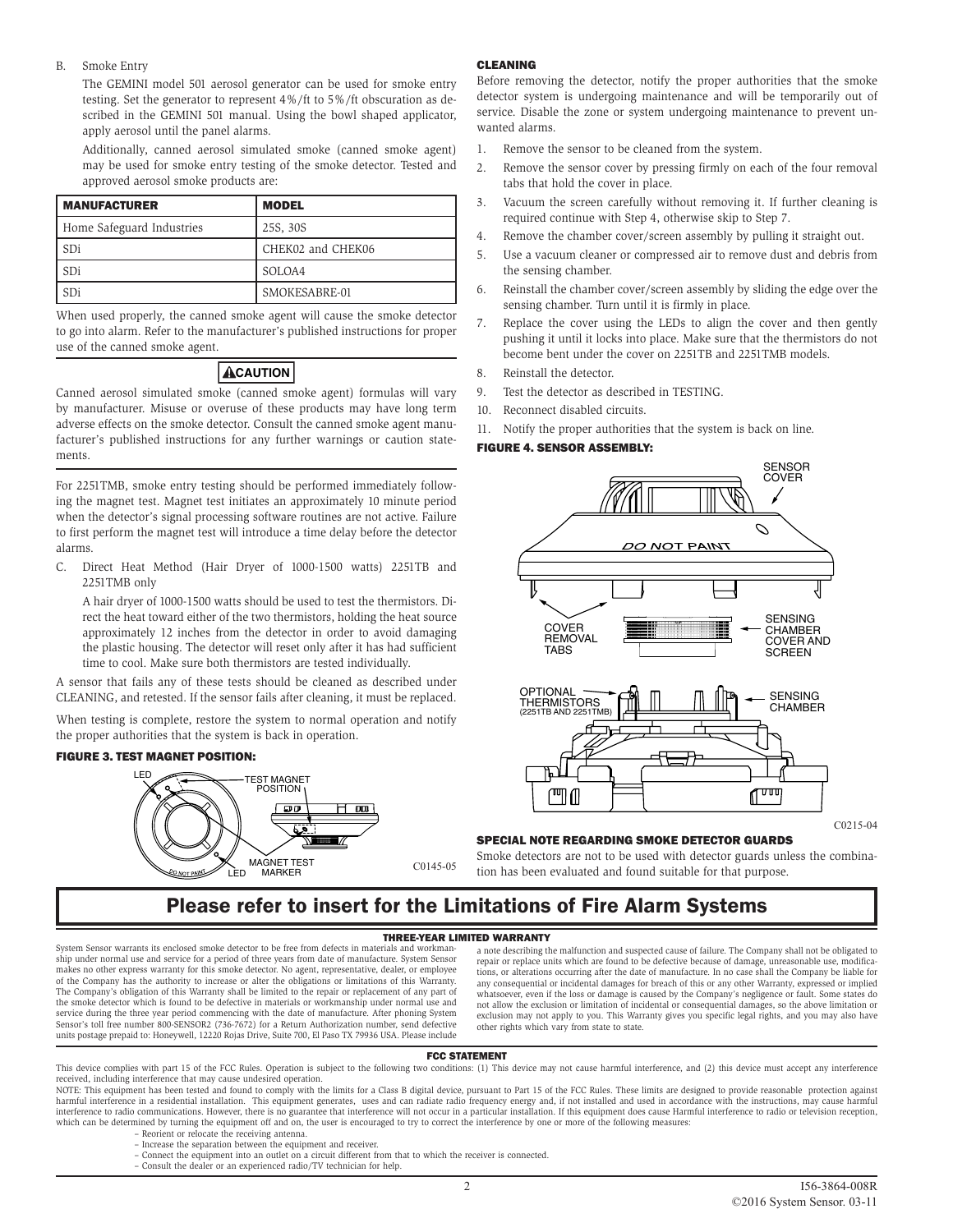B. Smoke Entry

The GEMINI model 501 aerosol generator can be used for smoke entry testing. Set the generator to represent 4%/ft to 5%/ft obscuration as described in the GEMINI 501 manual. Using the bowl shaped applicator, apply aerosol until the panel alarms.

Additionally, canned aerosol simulated smoke (canned smoke agent) may be used for smoke entry testing of the smoke detector. Tested and approved aerosol smoke products are:

| MANUFACTURER | MODEL |
|---|---|
| Home Safeguard Industries | 25S, 30S |
| SDi | CHEK02 and CHEK06 |
| SDi | SOLOA4 |
| SDi | SMOKESABRE-01 |

When used properly, the canned smoke agent will cause the smoke detector to go into alarm. Refer to the manufacturer's published instructions for proper use of the canned smoke agent.

**⚠CAUTION**

Canned aerosol simulated smoke (canned smoke agent) formulas will vary by manufacturer. Misuse or overuse of these products may have long term adverse effects on the smoke detector. Consult the canned smoke agent manufacturer's published instructions for any further warnings or caution statements.

For 2251TMB, smoke entry testing should be performed immediately following the magnet test. Magnet test initiates an approximately 10 minute period when the detector's signal processing software routines are not active. Failure to first perform the magnet test will introduce a time delay before the detector alarms.

C. Direct Heat Method (Hair Dryer of 1000-1500 watts) 2251TB and 2251TMB only

A hair dryer of 1000-1500 watts should be used to test the thermistors. Direct the heat toward either of the two thermistors, holding the heat source approximately 12 inches from the detector in order to avoid damaging the plastic housing. The detector will reset only after it has had sufficient time to cool. Make sure both thermistors are tested individually.

A sensor that fails any of these tests should be cleaned as described under CLEANING, and retested. If the sensor fails after cleaning, it must be replaced.

When testing is complete, restore the system to normal operation and notify the proper authorities that the system is back in operation.

**FIGURE 3. TEST MAGNET POSITION:**

LED
TEST MAGNET POSITION
DO NOT PAINT
LED
MAGNET TEST MARKER
C0145-05

### CLEANING

Before removing the detector, notify the proper authorities that the smoke detector system is undergoing maintenance and will be temporarily out of service. Disable the zone or system undergoing maintenance to prevent unwanted alarms.

1. Remove the sensor to be cleaned from the system.
2. Remove the sensor cover by pressing firmly on each of the four removal tabs that hold the cover in place.
3. Vacuum the screen carefully without removing it. If further cleaning is required continue with Step 4, otherwise skip to Step 7.
4. Remove the chamber cover/screen assembly by pulling it straight out.
5. Use a vacuum cleaner or compressed air to remove dust and debris from the sensing chamber.
6. Reinstall the chamber cover/screen assembly by sliding the edge over the sensing chamber. Turn until it is firmly in place.
7. Replace the cover using the LEDs to align the cover and then gently pushing it until it locks into place. Make sure that the thermistors do not become bent under the cover on 2251TB and 2251TMB models.
8. Reinstall the detector.
9. Test the detector as described in TESTING.
10. Reconnect disabled circuits.
11. Notify the proper authorities that the system is back on line.

**FIGURE 4. SENSOR ASSEMBLY:**

SENSOR COVER
DO NOT PAINT
COVER REMOVAL TABS
SENSING CHAMBER COVER AND SCREEN
OPTIONAL THERMISTORS (2251TB AND 2251TMB)
SENSING CHAMBER
C0215-04

### SPECIAL NOTE REGARDING SMOKE DETECTOR GUARDS

Smoke detectors are not to be used with detector guards unless the combination has been evaluated and found suitable for that purpose.

## Please refer to insert for the Limitations of Fire Alarm Systems

### THREE-YEAR LIMITED WARRANTY

System Sensor warrants its enclosed smoke detector to be free from defects in materials and workmanship under normal use and service for a period of three years from date of manufacture. System Sensor makes no other express warranty for this smoke detector. No agent, representative, dealer, or employee of the Company has the authority to increase or alter the obligations or limitations of this Warranty. The Company's obligation of this Warranty shall be limited to the repair or replacement of any part of the smoke detector which is found to be defective in materials or workmanship under normal use and service during the three year period commencing with the date of manufacture. After phoning System Sensor's toll free number 800-SENSOR2 (736-7672) for a Return Authorization number, send defective units postage prepaid to: Honeywell, 12220 Rojas Drive, Suite 700, El Paso TX 79936 USA. Please include a note describing the malfunction and suspected cause of failure. The Company shall not be obligated to repair or replace units which are found to be defective because of damage, unreasonable use, modifications, or alterations occurring after the date of manufacture. In no case shall the Company be liable for any consequential or incidental damages for breach of this or any other Warranty, expressed or implied whatsoever, even if the loss or damage is caused by the Company's negligence or fault. Some states do not allow the exclusion or limitation of incidental or consequential damages, so the above limitation or exclusion may not apply to you. This Warranty gives you specific legal rights, and you may also have other rights which vary from state to state.

### FCC STATEMENT

This device complies with part 15 of the FCC Rules. Operation is subject to the following two conditions: (1) This device may not cause harmful interference, and (2) this device must accept any interference received, including interference that may cause undesired operation.

NOTE: This equipment has been tested and found to comply with the limits for a Class B digital device, pursuant to Part 15 of the FCC Rules. These limits are designed to provide reasonable protection against harmful interference in a residential installation. This equipment generates, uses and can radiate radio frequency energy and, if not installed and used in accordance with the instructions, may cause harmful interference to radio communications. However, there is no guarantee that interference will not occur in a particular installation. If this equipment does cause Harmful interference to radio or television reception, which can be determined by turning the equipment off and on, the user is encouraged to try to correct the interference by one or more of the following measures:

- Reorient or relocate the receiving antenna.
- Increase the separation between the equipment and receiver.
- Connect the equipment into an outlet on a circuit different from that to which the receiver is connected.
- Consult the dealer or an experienced radio/TV technician for help.

I56-3864-008R

©2016 System Sensor. 03-11